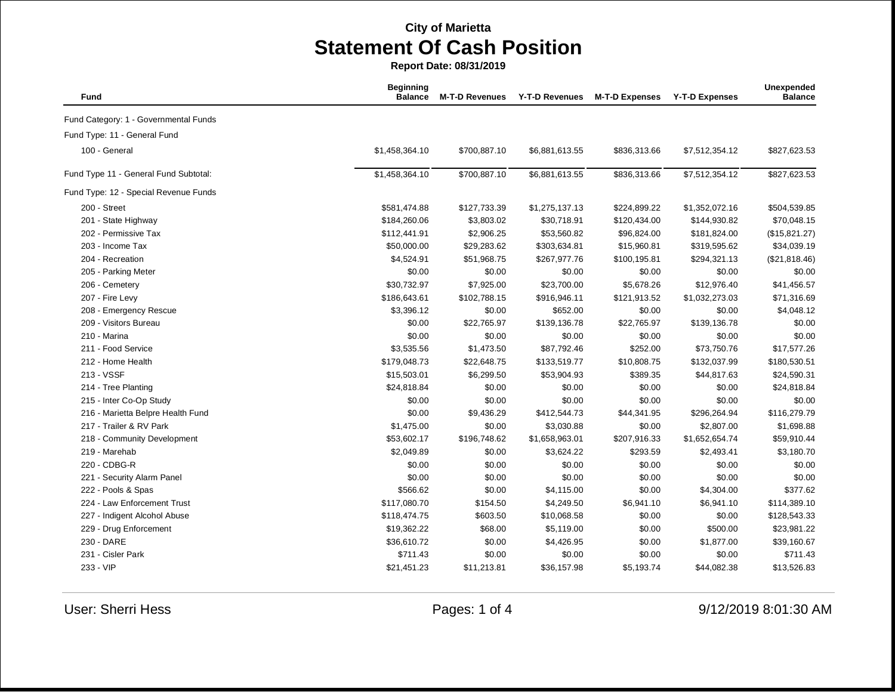City of Marietta

# Statement Of Cash Position

**Report Date: 08/31/2019**

| Fund | Beginning Balance | M-T-D Revenues | Y-T-D Revenues | M-T-D Expenses | Y-T-D Expenses | Unexpended Balance |
|---|---|---|---|---|---|---|
| Fund Category: 1 - Governmental Funds | | | | | | |
| Fund Type: 11 - General Fund | | | | | | |
| 100 - General | $1,458,364.10 | $700,887.10 | $6,881,613.55 | $836,313.66 | $7,512,354.12 | $827,623.53 |
| Fund Type 11 - General Fund Subtotal: | $1,458,364.10 | $700,887.10 | $6,881,613.55 | $836,313.66 | $7,512,354.12 | $827,623.53 |
| Fund Type: 12 - Special Revenue Funds | | | | | | |
| 200 - Street | $581,474.88 | $127,733.39 | $1,275,137.13 | $224,899.22 | $1,352,072.16 | $504,539.85 |
| 201 - State Highway | $184,260.06 | $3,803.02 | $30,718.91 | $120,434.00 | $144,930.82 | $70,048.15 |
| 202 - Permissive Tax | $112,441.91 | $2,906.25 | $53,560.82 | $96,824.00 | $181,824.00 | ($15,821.27) |
| 203 - Income Tax | $50,000.00 | $29,283.62 | $303,634.81 | $15,960.81 | $319,595.62 | $34,039.19 |
| 204 - Recreation | $4,524.91 | $51,968.75 | $267,977.76 | $100,195.81 | $294,321.13 | ($21,818.46) |
| 205 - Parking Meter | $0.00 | $0.00 | $0.00 | $0.00 | $0.00 | $0.00 |
| 206 - Cemetery | $30,732.97 | $7,925.00 | $23,700.00 | $5,678.26 | $12,976.40 | $41,456.57 |
| 207 - Fire Levy | $186,643.61 | $102,788.15 | $916,946.11 | $121,913.52 | $1,032,273.03 | $71,316.69 |
| 208 - Emergency Rescue | $3,396.12 | $0.00 | $652.00 | $0.00 | $0.00 | $4,048.12 |
| 209 - Visitors Bureau | $0.00 | $22,765.97 | $139,136.78 | $22,765.97 | $139,136.78 | $0.00 |
| 210 - Marina | $0.00 | $0.00 | $0.00 | $0.00 | $0.00 | $0.00 |
| 211 - Food Service | $3,535.56 | $1,473.50 | $87,792.46 | $252.00 | $73,750.76 | $17,577.26 |
| 212 - Home Health | $179,048.73 | $22,648.75 | $133,519.77 | $10,808.75 | $132,037.99 | $180,530.51 |
| 213 - VSSF | $15,503.01 | $6,299.50 | $53,904.93 | $389.35 | $44,817.63 | $24,590.31 |
| 214 - Tree Planting | $24,818.84 | $0.00 | $0.00 | $0.00 | $0.00 | $24,818.84 |
| 215 - Inter Co-Op Study | $0.00 | $0.00 | $0.00 | $0.00 | $0.00 | $0.00 |
| 216 - Marietta Belpre Health Fund | $0.00 | $9,436.29 | $412,544.73 | $44,341.95 | $296,264.94 | $116,279.79 |
| 217 - Trailer & RV Park | $1,475.00 | $0.00 | $3,030.88 | $0.00 | $2,807.00 | $1,698.88 |
| 218 - Community Development | $53,602.17 | $196,748.62 | $1,658,963.01 | $207,916.33 | $1,652,654.74 | $59,910.44 |
| 219 - Marehab | $2,049.89 | $0.00 | $3,624.22 | $293.59 | $2,493.41 | $3,180.70 |
| 220 - CDBG-R | $0.00 | $0.00 | $0.00 | $0.00 | $0.00 | $0.00 |
| 221 - Security Alarm Panel | $0.00 | $0.00 | $0.00 | $0.00 | $0.00 | $0.00 |
| 222 - Pools & Spas | $566.62 | $0.00 | $4,115.00 | $0.00 | $4,304.00 | $377.62 |
| 224 - Law Enforcement Trust | $117,080.70 | $154.50 | $4,249.50 | $6,941.10 | $6,941.10 | $114,389.10 |
| 227 - Indigent Alcohol Abuse | $118,474.75 | $603.50 | $10,068.58 | $0.00 | $0.00 | $128,543.33 |
| 229 - Drug Enforcement | $19,362.22 | $68.00 | $5,119.00 | $0.00 | $500.00 | $23,981.22 |
| 230 - DARE | $36,610.72 | $0.00 | $4,426.95 | $0.00 | $1,877.00 | $39,160.67 |
| 231 - Cisler Park | $711.43 | $0.00 | $0.00 | $0.00 | $0.00 | $711.43 |
| 233 - VIP | $21,451.23 | $11,213.81 | $36,157.98 | $5,193.74 | $44,082.38 | $13,526.83 |

User: Sherri Hess

9/12/2019 8:01:30 AM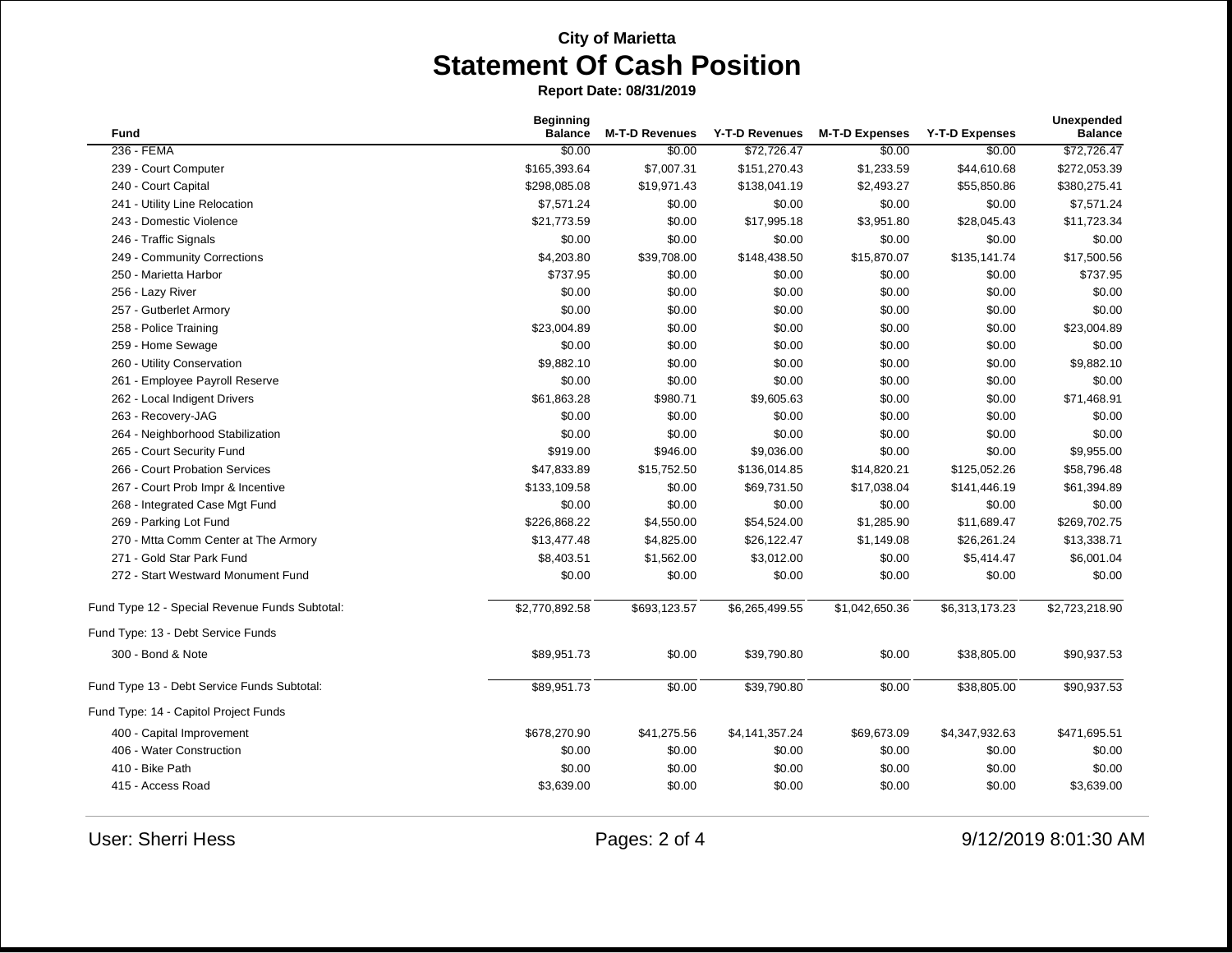**City of Marietta**

# Statement Of Cash Position

**Report Date: 08/31/2019**

| Fund | Beginning Balance | M-T-D Revenues | Y-T-D Revenues | M-T-D Expenses | Y-T-D Expenses | Unexpended Balance |
|---|---|---|---|---|---|---|
| 236 - FEMA | $0.00 | $0.00 | $72,726.47 | $0.00 | $0.00 | $72,726.47 |
| 239 - Court Computer | $165,393.64 | $7,007.31 | $151,270.43 | $1,233.59 | $44,610.68 | $272,053.39 |
| 240 - Court Capital | $298,085.08 | $19,971.43 | $138,041.19 | $2,493.27 | $55,850.86 | $380,275.41 |
| 241 - Utility Line Relocation | $7,571.24 | $0.00 | $0.00 | $0.00 | $0.00 | $7,571.24 |
| 243 - Domestic Violence | $21,773.59 | $0.00 | $17,995.18 | $3,951.80 | $28,045.43 | $11,723.34 |
| 246 - Traffic Signals | $0.00 | $0.00 | $0.00 | $0.00 | $0.00 | $0.00 |
| 249 - Community Corrections | $4,203.80 | $39,708.00 | $148,438.50 | $15,870.07 | $135,141.74 | $17,500.56 |
| 250 - Marietta Harbor | $737.95 | $0.00 | $0.00 | $0.00 | $0.00 | $737.95 |
| 256 - Lazy River | $0.00 | $0.00 | $0.00 | $0.00 | $0.00 | $0.00 |
| 257 - Gutberlet Armory | $0.00 | $0.00 | $0.00 | $0.00 | $0.00 | $0.00 |
| 258 - Police Training | $23,004.89 | $0.00 | $0.00 | $0.00 | $0.00 | $23,004.89 |
| 259 - Home Sewage | $0.00 | $0.00 | $0.00 | $0.00 | $0.00 | $0.00 |
| 260 - Utility Conservation | $9,882.10 | $0.00 | $0.00 | $0.00 | $0.00 | $9,882.10 |
| 261 - Employee Payroll Reserve | $0.00 | $0.00 | $0.00 | $0.00 | $0.00 | $0.00 |
| 262 - Local Indigent Drivers | $61,863.28 | $980.71 | $9,605.63 | $0.00 | $0.00 | $71,468.91 |
| 263 - Recovery-JAG | $0.00 | $0.00 | $0.00 | $0.00 | $0.00 | $0.00 |
| 264 - Neighborhood Stabilization | $0.00 | $0.00 | $0.00 | $0.00 | $0.00 | $0.00 |
| 265 - Court Security Fund | $919.00 | $946.00 | $9,036.00 | $0.00 | $0.00 | $9,955.00 |
| 266 - Court Probation Services | $47,833.89 | $15,752.50 | $136,014.85 | $14,820.21 | $125,052.26 | $58,796.48 |
| 267 - Court Prob Impr & Incentive | $133,109.58 | $0.00 | $69,731.50 | $17,038.04 | $141,446.19 | $61,394.89 |
| 268 - Integrated Case Mgt Fund | $0.00 | $0.00 | $0.00 | $0.00 | $0.00 | $0.00 |
| 269 - Parking Lot Fund | $226,868.22 | $4,550.00 | $54,524.00 | $1,285.90 | $11,689.47 | $269,702.75 |
| 270 - Mtta Comm Center at The Armory | $13,477.48 | $4,825.00 | $26,122.47 | $1,149.08 | $26,261.24 | $13,338.71 |
| 271 - Gold Star Park Fund | $8,403.51 | $1,562.00 | $3,012.00 | $0.00 | $5,414.47 | $6,001.04 |
| 272 - Start Westward Monument Fund | $0.00 | $0.00 | $0.00 | $0.00 | $0.00 | $0.00 |
| Fund Type 12 - Special Revenue Funds Subtotal: | $2,770,892.58 | $693,123.57 | $6,265,499.55 | $1,042,650.36 | $6,313,173.23 | $2,723,218.90 |
| Fund Type: 13 - Debt Service Funds | | | | | | |
| 300 - Bond & Note | $89,951.73 | $0.00 | $39,790.80 | $0.00 | $38,805.00 | $90,937.53 |
| Fund Type 13 - Debt Service Funds Subtotal: | $89,951.73 | $0.00 | $39,790.80 | $0.00 | $38,805.00 | $90,937.53 |
| Fund Type: 14 - Capitol Project Funds | | | | | | |
| 400 - Capital Improvement | $678,270.90 | $41,275.56 | $4,141,357.24 | $69,673.09 | $4,347,932.63 | $471,695.51 |
| 406 - Water Construction | $0.00 | $0.00 | $0.00 | $0.00 | $0.00 | $0.00 |
| 410 - Bike Path | $0.00 | $0.00 | $0.00 | $0.00 | $0.00 | $0.00 |
| 415 - Access Road | $3,639.00 | $0.00 | $0.00 | $0.00 | $0.00 | $3,639.00 |

User: Sherri Hess | 9/12/2019 8:01:30 AM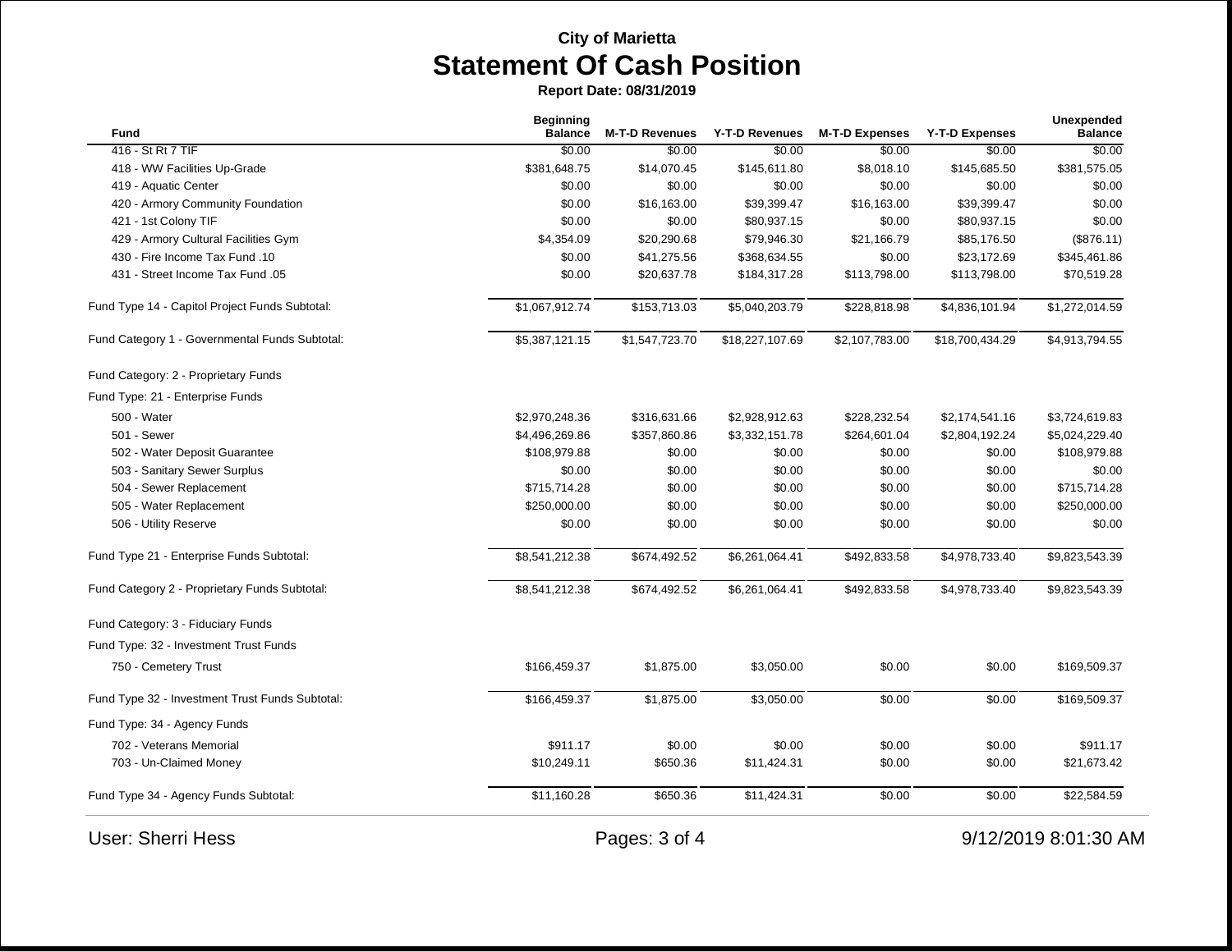City of Marietta

# Statement Of Cash Position

**Report Date: 08/31/2019**

| Fund | Beginning Balance | M-T-D Revenues | Y-T-D Revenues | M-T-D Expenses | Y-T-D Expenses | Unexpended Balance |
|---|---|---|---|---|---|---|
| 416 - St Rt 7 TIF | $0.00 | $0.00 | $0.00 | $0.00 | $0.00 | $0.00 |
| 418 - WW Facilities Up-Grade | $381,648.75 | $14,070.45 | $145,611.80 | $8,018.10 | $145,685.50 | $381,575.05 |
| 419 - Aquatic Center | $0.00 | $0.00 | $0.00 | $0.00 | $0.00 | $0.00 |
| 420 - Armory Community Foundation | $0.00 | $16,163.00 | $39,399.47 | $16,163.00 | $39,399.47 | $0.00 |
| 421 - 1st Colony TIF | $0.00 | $0.00 | $80,937.15 | $0.00 | $80,937.15 | $0.00 |
| 429 - Armory Cultural Facilities Gym | $4,354.09 | $20,290.68 | $79,946.30 | $21,166.79 | $85,176.50 | ($876.11) |
| 430 - Fire Income Tax Fund .10 | $0.00 | $41,275.56 | $368,634.55 | $0.00 | $23,172.69 | $345,461.86 |
| 431 - Street Income Tax Fund .05 | $0.00 | $20,637.78 | $184,317.28 | $113,798.00 | $113,798.00 | $70,519.28 |
| Fund Type 14 - Capitol Project Funds Subtotal: | $1,067,912.74 | $153,713.03 | $5,040,203.79 | $228,818.98 | $4,836,101.94 | $1,272,014.59 |
| Fund Category 1 - Governmental Funds Subtotal: | $5,387,121.15 | $1,547,723.70 | $18,227,107.69 | $2,107,783.00 | $18,700,434.29 | $4,913,794.55 |
| Fund Category: 2 - Proprietary Funds | | | | | | |
| Fund Type: 21 - Enterprise Funds | | | | | | |
| 500 - Water | $2,970,248.36 | $316,631.66 | $2,928,912.63 | $228,232.54 | $2,174,541.16 | $3,724,619.83 |
| 501 - Sewer | $4,496,269.86 | $357,860.86 | $3,332,151.78 | $264,601.04 | $2,804,192.24 | $5,024,229.40 |
| 502 - Water Deposit Guarantee | $108,979.88 | $0.00 | $0.00 | $0.00 | $0.00 | $108,979.88 |
| 503 - Sanitary Sewer Surplus | $0.00 | $0.00 | $0.00 | $0.00 | $0.00 | $0.00 |
| 504 - Sewer Replacement | $715,714.28 | $0.00 | $0.00 | $0.00 | $0.00 | $715,714.28 |
| 505 - Water Replacement | $250,000.00 | $0.00 | $0.00 | $0.00 | $0.00 | $250,000.00 |
| 506 - Utility Reserve | $0.00 | $0.00 | $0.00 | $0.00 | $0.00 | $0.00 |
| Fund Type 21 - Enterprise Funds Subtotal: | $8,541,212.38 | $674,492.52 | $6,261,064.41 | $492,833.58 | $4,978,733.40 | $9,823,543.39 |
| Fund Category 2 - Proprietary Funds Subtotal: | $8,541,212.38 | $674,492.52 | $6,261,064.41 | $492,833.58 | $4,978,733.40 | $9,823,543.39 |
| Fund Category: 3 - Fiduciary Funds | | | | | | |
| Fund Type: 32 - Investment Trust Funds | | | | | | |
| 750 - Cemetery Trust | $166,459.37 | $1,875.00 | $3,050.00 | $0.00 | $0.00 | $169,509.37 |
| Fund Type 32 - Investment Trust Funds Subtotal: | $166,459.37 | $1,875.00 | $3,050.00 | $0.00 | $0.00 | $169,509.37 |
| Fund Type: 34 - Agency Funds | | | | | | |
| 702 - Veterans Memorial | $911.17 | $0.00 | $0.00 | $0.00 | $0.00 | $911.17 |
| 703 - Un-Claimed Money | $10,249.11 | $650.36 | $11,424.31 | $0.00 | $0.00 | $21,673.42 |
| Fund Type 34 - Agency Funds Subtotal: | $11,160.28 | $650.36 | $11,424.31 | $0.00 | $0.00 | $22,584.59 |

User: Sherri Hess 9/12/2019 8:01:30 AM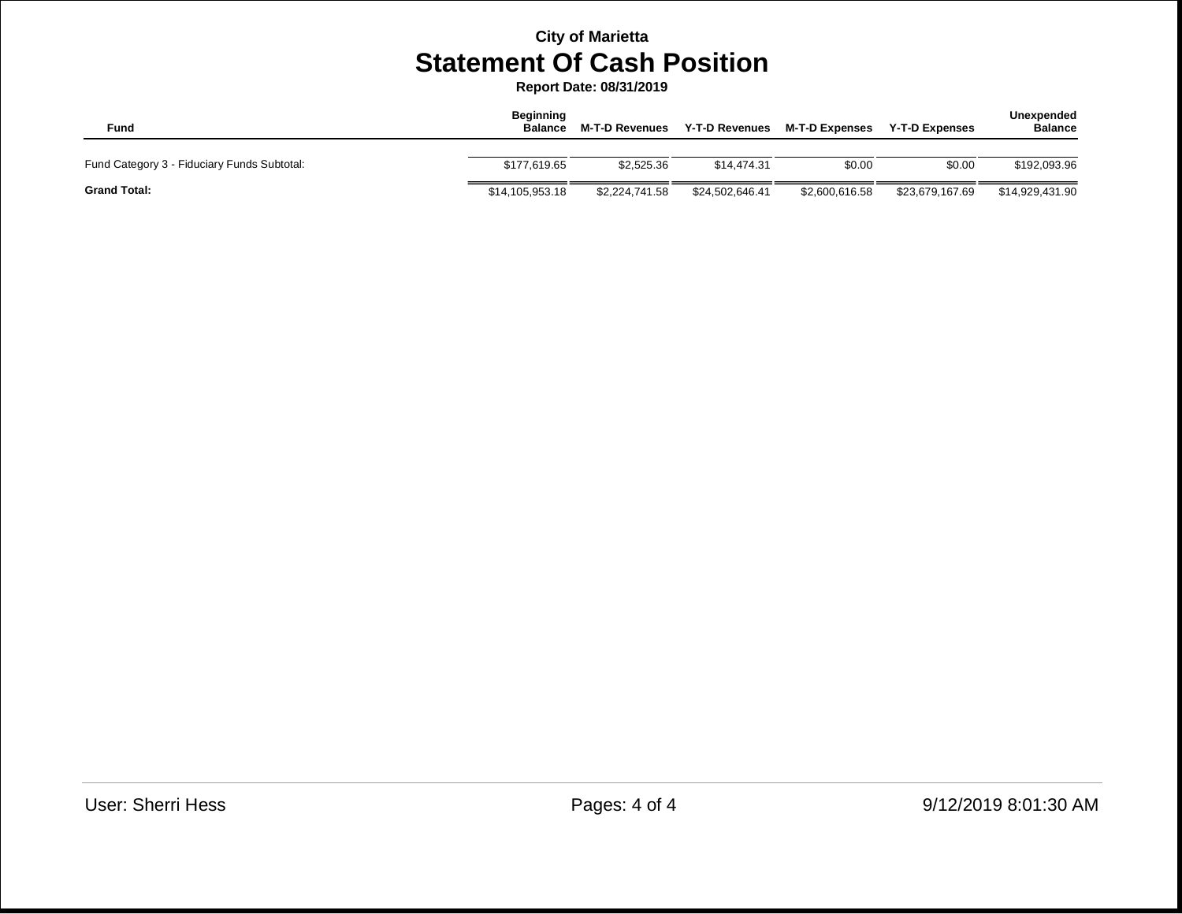**City of Marietta**

# Statement Of Cash Position

**Report Date: 08/31/2019**

| Fund | Beginning Balance | M-T-D Revenues | Y-T-D Revenues | M-T-D Expenses | Y-T-D Expenses | Unexpended Balance |
|---|---|---|---|---|---|---|
| Fund Category 3 - Fiduciary Funds Subtotal: | $177,619.65 | $2,525.36 | $14,474.31 | $0.00 | $0.00 | $192,093.96 |
| **Grand Total:** | $14,105,953.18 | $2,224,741.58 | $24,502,646.41 | $2,600,616.58 | $23,679,167.69 | $14,929,431.90 |

User: Sherri Hess

9/12/2019 8:01:30 AM